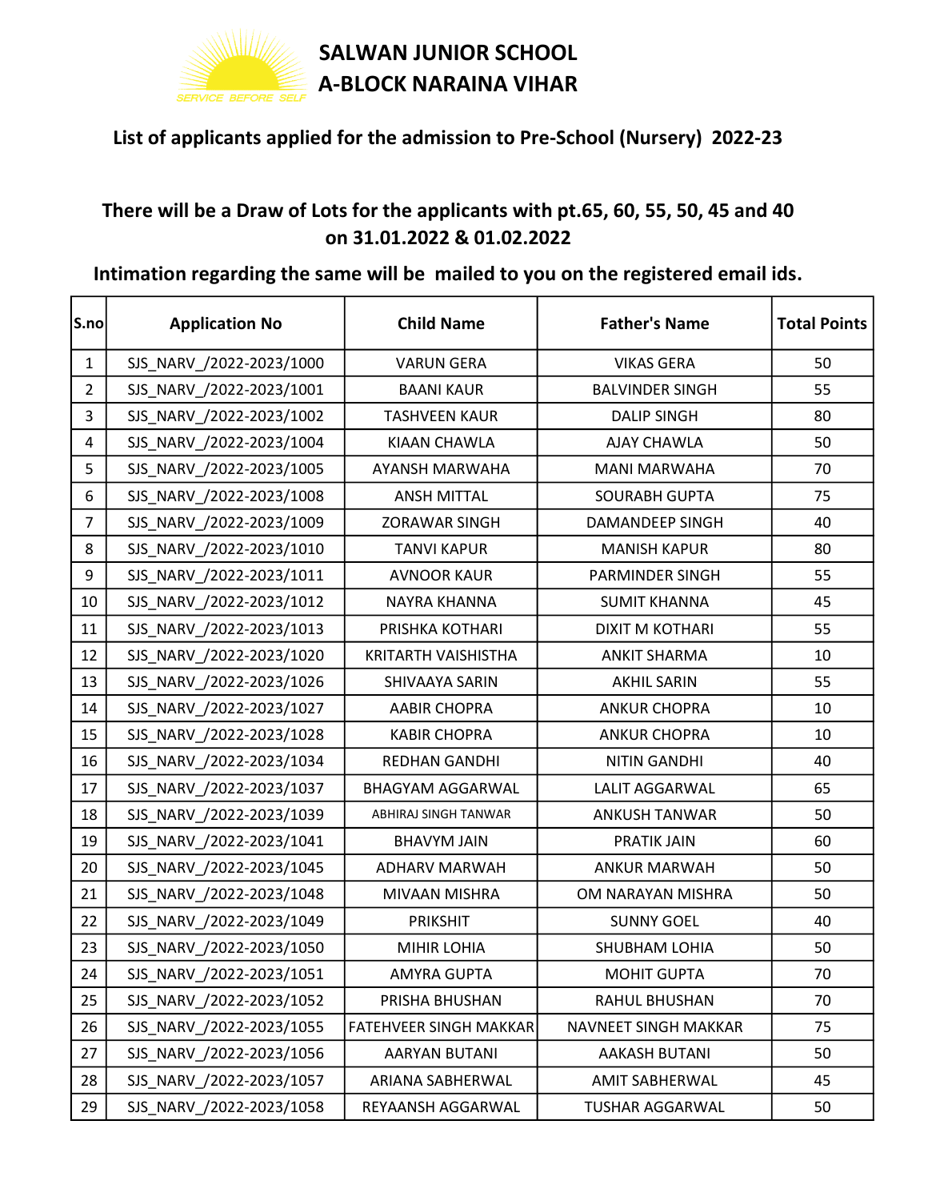# SALWAN JUNIOR SCHOOL
# A-BLOCK NARAINA VIHAR

SERVICE BEFORE SELF

## List of applicants applied for the admission to Pre-School (Nursery) 2022-23

### There will be a Draw of Lots for the applicants with pt.65, 60, 55, 50, 45 and 40 on 31.01.2022 & 01.02.2022

### Intimation regarding the same will be mailed to you on the registered email ids.

| S.no | Application No | Child Name | Father's Name | Total Points |
|---|---|---|---|---|
| 1 | SJS_NARV_/2022-2023/1000 | VARUN GERA | VIKAS GERA | 50 |
| 2 | SJS_NARV_/2022-2023/1001 | BAANI KAUR | BALVINDER SINGH | 55 |
| 3 | SJS_NARV_/2022-2023/1002 | TASHVEEN KAUR | DALIP SINGH | 80 |
| 4 | SJS_NARV_/2022-2023/1004 | KIAAN CHAWLA | AJAY CHAWLA | 50 |
| 5 | SJS_NARV_/2022-2023/1005 | AYANSH MARWAHA | MANI MARWAHA | 70 |
| 6 | SJS_NARV_/2022-2023/1008 | ANSH MITTAL | SOURABH GUPTA | 75 |
| 7 | SJS_NARV_/2022-2023/1009 | ZORAWAR SINGH | DAMANDEEP SINGH | 40 |
| 8 | SJS_NARV_/2022-2023/1010 | TANVI KAPUR | MANISH KAPUR | 80 |
| 9 | SJS_NARV_/2022-2023/1011 | AVNOOR KAUR | PARMINDER SINGH | 55 |
| 10 | SJS_NARV_/2022-2023/1012 | NAYRA KHANNA | SUMIT KHANNA | 45 |
| 11 | SJS_NARV_/2022-2023/1013 | PRISHKA KOTHARI | DIXIT M KOTHARI | 55 |
| 12 | SJS_NARV_/2022-2023/1020 | KRITARTH VAISHISTHA | ANKIT SHARMA | 10 |
| 13 | SJS_NARV_/2022-2023/1026 | SHIVAAYA SARIN | AKHIL SARIN | 55 |
| 14 | SJS_NARV_/2022-2023/1027 | AABIR CHOPRA | ANKUR CHOPRA | 10 |
| 15 | SJS_NARV_/2022-2023/1028 | KABIR CHOPRA | ANKUR CHOPRA | 10 |
| 16 | SJS_NARV_/2022-2023/1034 | REDHAN GANDHI | NITIN GANDHI | 40 |
| 17 | SJS_NARV_/2022-2023/1037 | BHAGYAM AGGARWAL | LALIT AGGARWAL | 65 |
| 18 | SJS_NARV_/2022-2023/1039 | ABHIRAJ SINGH TANWAR | ANKUSH TANWAR | 50 |
| 19 | SJS_NARV_/2022-2023/1041 | BHAVYM JAIN | PRATIK JAIN | 60 |
| 20 | SJS_NARV_/2022-2023/1045 | ADHARV MARWAH | ANKUR MARWAH | 50 |
| 21 | SJS_NARV_/2022-2023/1048 | MIVAAN MISHRA | OM NARAYAN MISHRA | 50 |
| 22 | SJS_NARV_/2022-2023/1049 | PRIKSHIT | SUNNY GOEL | 40 |
| 23 | SJS_NARV_/2022-2023/1050 | MIHIR LOHIA | SHUBHAM LOHIA | 50 |
| 24 | SJS_NARV_/2022-2023/1051 | AMYRA GUPTA | MOHIT GUPTA | 70 |
| 25 | SJS_NARV_/2022-2023/1052 | PRISHA BHUSHAN | RAHUL BHUSHAN | 70 |
| 26 | SJS_NARV_/2022-2023/1055 | FATEHVEER SINGH MAKKAR | NAVNEET SINGH MAKKAR | 75 |
| 27 | SJS_NARV_/2022-2023/1056 | AARYAN BUTANI | AAKASH BUTANI | 50 |
| 28 | SJS_NARV_/2022-2023/1057 | ARIANA SABHERWAL | AMIT SABHERWAL | 45 |
| 29 | SJS_NARV_/2022-2023/1058 | REYAANSH AGGARWAL | TUSHAR AGGARWAL | 50 |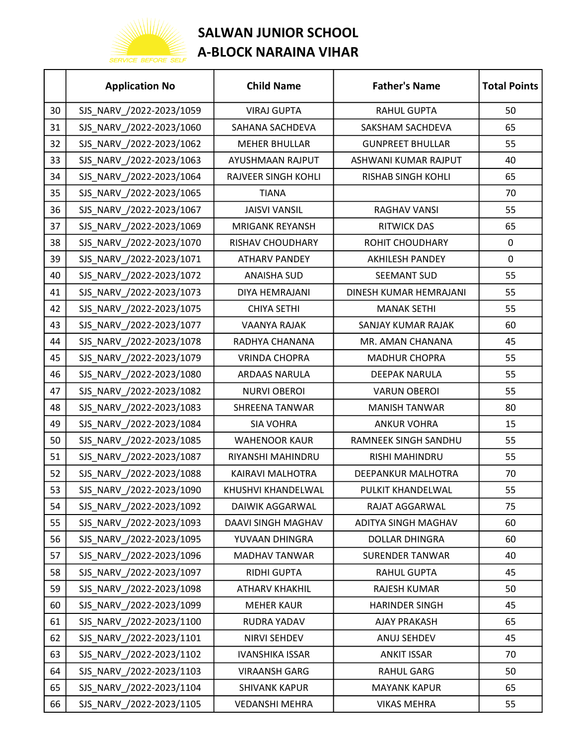# SALWAN JUNIOR SCHOOL
# A-BLOCK NARAINA VIHAR

| | Application No | Child Name | Father's Name | Total Points |
|---|---|---|---|---|
| 30 | SJS_NARV_/2022-2023/1059 | VIRAJ GUPTA | RAHUL GUPTA | 50 |
| 31 | SJS_NARV_/2022-2023/1060 | SAHANA SACHDEVA | SAKSHAM SACHDEVA | 65 |
| 32 | SJS_NARV_/2022-2023/1062 | MEHER BHULLAR | GUNPREET BHULLAR | 55 |
| 33 | SJS_NARV_/2022-2023/1063 | AYUSHMAAN RAJPUT | ASHWANI KUMAR RAJPUT | 40 |
| 34 | SJS_NARV_/2022-2023/1064 | RAJVEER SINGH KOHLI | RISHAB SINGH KOHLI | 65 |
| 35 | SJS_NARV_/2022-2023/1065 | TIANA | | 70 |
| 36 | SJS_NARV_/2022-2023/1067 | JAISVI VANSIL | RAGHAV VANSI | 55 |
| 37 | SJS_NARV_/2022-2023/1069 | MRIGANK REYANSH | RITWICK DAS | 65 |
| 38 | SJS_NARV_/2022-2023/1070 | RISHAV CHOUDHARY | ROHIT CHOUDHARY | 0 |
| 39 | SJS_NARV_/2022-2023/1071 | ATHARV PANDEY | AKHILESH PANDEY | 0 |
| 40 | SJS_NARV_/2022-2023/1072 | ANAISHA SUD | SEEMANT SUD | 55 |
| 41 | SJS_NARV_/2022-2023/1073 | DIYA HEMRAJANI | DINESH KUMAR HEMRAJANI | 55 |
| 42 | SJS_NARV_/2022-2023/1075 | CHIYA SETHI | MANAK SETHI | 55 |
| 43 | SJS_NARV_/2022-2023/1077 | VAANYA RAJAK | SANJAY KUMAR RAJAK | 60 |
| 44 | SJS_NARV_/2022-2023/1078 | RADHYA CHANANA | MR. AMAN CHANANA | 45 |
| 45 | SJS_NARV_/2022-2023/1079 | VRINDA CHOPRA | MADHUR CHOPRA | 55 |
| 46 | SJS_NARV_/2022-2023/1080 | ARDAAS NARULA | DEEPAK NARULA | 55 |
| 47 | SJS_NARV_/2022-2023/1082 | NURVI OBEROI | VARUN OBEROI | 55 |
| 48 | SJS_NARV_/2022-2023/1083 | SHREENA TANWAR | MANISH TANWAR | 80 |
| 49 | SJS_NARV_/2022-2023/1084 | SIA VOHRA | ANKUR VOHRA | 15 |
| 50 | SJS_NARV_/2022-2023/1085 | WAHENOOR KAUR | RAMNEEK SINGH SANDHU | 55 |
| 51 | SJS_NARV_/2022-2023/1087 | RIYANSHI MAHINDRU | RISHI MAHINDRU | 55 |
| 52 | SJS_NARV_/2022-2023/1088 | KAIRAVI MALHOTRA | DEEPANKUR MALHOTRA | 70 |
| 53 | SJS_NARV_/2022-2023/1090 | KHUSHVI KHANDELWAL | PULKIT KHANDELWAL | 55 |
| 54 | SJS_NARV_/2022-2023/1092 | DAIWIK AGGARWAL | RAJAT AGGARWAL | 75 |
| 55 | SJS_NARV_/2022-2023/1093 | DAAVI SINGH MAGHAV | ADITYA SINGH MAGHAV | 60 |
| 56 | SJS_NARV_/2022-2023/1095 | YUVAAN DHINGRA | DOLLAR DHINGRA | 60 |
| 57 | SJS_NARV_/2022-2023/1096 | MADHAV TANWAR | SURENDER TANWAR | 40 |
| 58 | SJS_NARV_/2022-2023/1097 | RIDHI GUPTA | RAHUL GUPTA | 45 |
| 59 | SJS_NARV_/2022-2023/1098 | ATHARV KHAKHIL | RAJESH KUMAR | 50 |
| 60 | SJS_NARV_/2022-2023/1099 | MEHER KAUR | HARINDER SINGH | 45 |
| 61 | SJS_NARV_/2022-2023/1100 | RUDRA YADAV | AJAY PRAKASH | 65 |
| 62 | SJS_NARV_/2022-2023/1101 | NIRVI SEHDEV | ANUJ SEHDEV | 45 |
| 63 | SJS_NARV_/2022-2023/1102 | IVANSHIKA ISSAR | ANKIT ISSAR | 70 |
| 64 | SJS_NARV_/2022-2023/1103 | VIRAANSH GARG | RAHUL GARG | 50 |
| 65 | SJS_NARV_/2022-2023/1104 | SHIVANK KAPUR | MAYANK KAPUR | 65 |
| 66 | SJS_NARV_/2022-2023/1105 | VEDANSHI MEHRA | VIKAS MEHRA | 55 |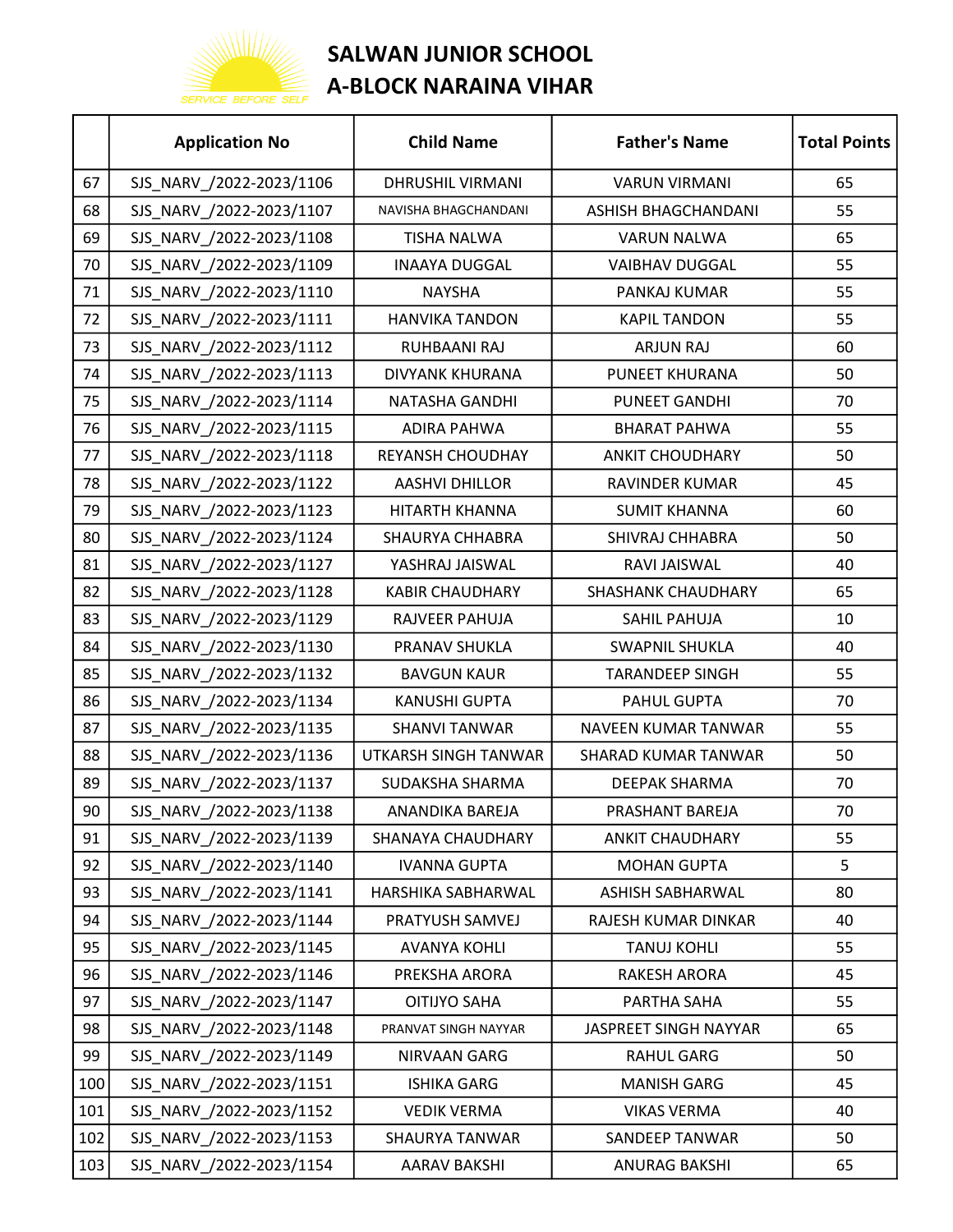# SALWAN JUNIOR SCHOOL
# A-BLOCK NARAINA VIHAR

| | Application No | Child Name | Father's Name | Total Points |
|---|---|---|---|---|
| 67 | SJS_NARV_/2022-2023/1106 | DHRUSHIL VIRMANI | VARUN VIRMANI | 65 |
| 68 | SJS_NARV_/2022-2023/1107 | NAVISHA BHAGCHANDANI | ASHISH BHAGCHANDANI | 55 |
| 69 | SJS_NARV_/2022-2023/1108 | TISHA NALWA | VARUN NALWA | 65 |
| 70 | SJS_NARV_/2022-2023/1109 | INAAYA DUGGAL | VAIBHAV DUGGAL | 55 |
| 71 | SJS_NARV_/2022-2023/1110 | NAYSHA | PANKAJ KUMAR | 55 |
| 72 | SJS_NARV_/2022-2023/1111 | HANVIKA TANDON | KAPIL TANDON | 55 |
| 73 | SJS_NARV_/2022-2023/1112 | RUHBAANI RAJ | ARJUN RAJ | 60 |
| 74 | SJS_NARV_/2022-2023/1113 | DIVYANK KHURANA | PUNEET KHURANA | 50 |
| 75 | SJS_NARV_/2022-2023/1114 | NATASHA GANDHI | PUNEET GANDHI | 70 |
| 76 | SJS_NARV_/2022-2023/1115 | ADIRA PAHWA | BHARAT PAHWA | 55 |
| 77 | SJS_NARV_/2022-2023/1118 | REYANSH CHOUDHAY | ANKIT CHOUDHARY | 50 |
| 78 | SJS_NARV_/2022-2023/1122 | AASHVI DHILLOR | RAVINDER KUMAR | 45 |
| 79 | SJS_NARV_/2022-2023/1123 | HITARTH KHANNA | SUMIT KHANNA | 60 |
| 80 | SJS_NARV_/2022-2023/1124 | SHAURYA CHHABRA | SHIVRAJ CHHABRA | 50 |
| 81 | SJS_NARV_/2022-2023/1127 | YASHRAJ JAISWAL | RAVI JAISWAL | 40 |
| 82 | SJS_NARV_/2022-2023/1128 | KABIR CHAUDHARY | SHASHANK CHAUDHARY | 65 |
| 83 | SJS_NARV_/2022-2023/1129 | RAJVEER PAHUJA | SAHIL PAHUJA | 10 |
| 84 | SJS_NARV_/2022-2023/1130 | PRANAV SHUKLA | SWAPNIL SHUKLA | 40 |
| 85 | SJS_NARV_/2022-2023/1132 | BAVGUN KAUR | TARANDEEP SINGH | 55 |
| 86 | SJS_NARV_/2022-2023/1134 | KANUSHI GUPTA | PAHUL GUPTA | 70 |
| 87 | SJS_NARV_/2022-2023/1135 | SHANVI TANWAR | NAVEEN KUMAR TANWAR | 55 |
| 88 | SJS_NARV_/2022-2023/1136 | UTKARSH SINGH TANWAR | SHARAD KUMAR TANWAR | 50 |
| 89 | SJS_NARV_/2022-2023/1137 | SUDAKSHA SHARMA | DEEPAK SHARMA | 70 |
| 90 | SJS_NARV_/2022-2023/1138 | ANANDIKA BAREJA | PRASHANT BAREJA | 70 |
| 91 | SJS_NARV_/2022-2023/1139 | SHANAYA CHAUDHARY | ANKIT CHAUDHARY | 55 |
| 92 | SJS_NARV_/2022-2023/1140 | IVANNA GUPTA | MOHAN GUPTA | 5 |
| 93 | SJS_NARV_/2022-2023/1141 | HARSHIKA SABHARWAL | ASHISH SABHARWAL | 80 |
| 94 | SJS_NARV_/2022-2023/1144 | PRATYUSH SAMVEJ | RAJESH KUMAR DINKAR | 40 |
| 95 | SJS_NARV_/2022-2023/1145 | AVANYA KOHLI | TANUJ KOHLI | 55 |
| 96 | SJS_NARV_/2022-2023/1146 | PREKSHA ARORA | RAKESH ARORA | 45 |
| 97 | SJS_NARV_/2022-2023/1147 | OITIJYO SAHA | PARTHA SAHA | 55 |
| 98 | SJS_NARV_/2022-2023/1148 | PRANVAT SINGH NAYYAR | JASPREET SINGH NAYYAR | 65 |
| 99 | SJS_NARV_/2022-2023/1149 | NIRVAAN GARG | RAHUL GARG | 50 |
| 100 | SJS_NARV_/2022-2023/1151 | ISHIKA GARG | MANISH GARG | 45 |
| 101 | SJS_NARV_/2022-2023/1152 | VEDIK VERMA | VIKAS VERMA | 40 |
| 102 | SJS_NARV_/2022-2023/1153 | SHAURYA TANWAR | SANDEEP TANWAR | 50 |
| 103 | SJS_NARV_/2022-2023/1154 | AARAV BAKSHI | ANURAG BAKSHI | 65 |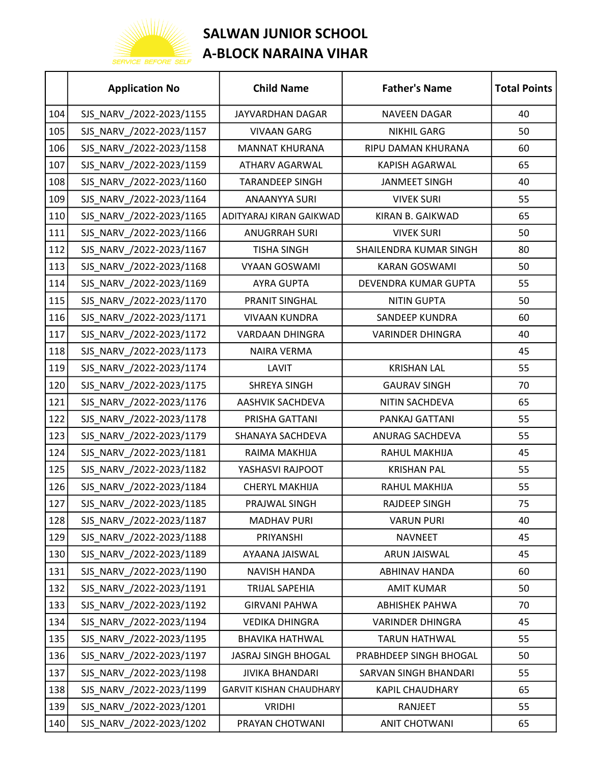# SALWAN JUNIOR SCHOOL
## A-BLOCK NARAINA VIHAR

SERVICE BEFORE SELF

| | Application No | Child Name | Father's Name | Total Points |
|---|---|---|---|---|
| 104 | SJS_NARV_/2022-2023/1155 | JAYVARDHAN DAGAR | NAVEEN DAGAR | 40 |
| 105 | SJS_NARV_/2022-2023/1157 | VIVAAN GARG | NIKHIL GARG | 50 |
| 106 | SJS_NARV_/2022-2023/1158 | MANNAT KHURANA | RIPU DAMAN KHURANA | 60 |
| 107 | SJS_NARV_/2022-2023/1159 | ATHARV AGARWAL | KAPISH AGARWAL | 65 |
| 108 | SJS_NARV_/2022-2023/1160 | TARANDEEP SINGH | JANMEET SINGH | 40 |
| 109 | SJS_NARV_/2022-2023/1164 | ANAANYYA SURI | VIVEK SURI | 55 |
| 110 | SJS_NARV_/2022-2023/1165 | ADITYARAJ KIRAN GAIKWAD | KIRAN B. GAIKWAD | 65 |
| 111 | SJS_NARV_/2022-2023/1166 | ANUGRRAH SURI | VIVEK SURI | 50 |
| 112 | SJS_NARV_/2022-2023/1167 | TISHA SINGH | SHAILENDRA KUMAR SINGH | 80 |
| 113 | SJS_NARV_/2022-2023/1168 | VYAAN GOSWAMI | KARAN GOSWAMI | 50 |
| 114 | SJS_NARV_/2022-2023/1169 | AYRA GUPTA | DEVENDRA KUMAR GUPTA | 55 |
| 115 | SJS_NARV_/2022-2023/1170 | PRANIT SINGHAL | NITIN GUPTA | 50 |
| 116 | SJS_NARV_/2022-2023/1171 | VIVAAN KUNDRA | SANDEEP KUNDRA | 60 |
| 117 | SJS_NARV_/2022-2023/1172 | VARDAAN DHINGRA | VARINDER DHINGRA | 40 |
| 118 | SJS_NARV_/2022-2023/1173 | NAIRA VERMA | | 45 |
| 119 | SJS_NARV_/2022-2023/1174 | LAVIT | KRISHAN LAL | 55 |
| 120 | SJS_NARV_/2022-2023/1175 | SHREYA SINGH | GAURAV SINGH | 70 |
| 121 | SJS_NARV_/2022-2023/1176 | AASHVIK SACHDEVA | NITIN SACHDEVA | 65 |
| 122 | SJS_NARV_/2022-2023/1178 | PRISHA GATTANI | PANKAJ GATTANI | 55 |
| 123 | SJS_NARV_/2022-2023/1179 | SHANAYA SACHDEVA | ANURAG SACHDEVA | 55 |
| 124 | SJS_NARV_/2022-2023/1181 | RAIMA MAKHIJA | RAHUL MAKHIJA | 45 |
| 125 | SJS_NARV_/2022-2023/1182 | YASHASVI RAJPOOT | KRISHAN PAL | 55 |
| 126 | SJS_NARV_/2022-2023/1184 | CHERYL MAKHIJA | RAHUL MAKHIJA | 55 |
| 127 | SJS_NARV_/2022-2023/1185 | PRAJWAL SINGH | RAJDEEP SINGH | 75 |
| 128 | SJS_NARV_/2022-2023/1187 | MADHAV PURI | VARUN PURI | 40 |
| 129 | SJS_NARV_/2022-2023/1188 | PRIYANSHI | NAVNEET | 45 |
| 130 | SJS_NARV_/2022-2023/1189 | AYAANA JAISWAL | ARUN JAISWAL | 45 |
| 131 | SJS_NARV_/2022-2023/1190 | NAVISH HANDA | ABHINAV HANDA | 60 |
| 132 | SJS_NARV_/2022-2023/1191 | TRIJAL SAPEHIA | AMIT KUMAR | 50 |
| 133 | SJS_NARV_/2022-2023/1192 | GIRVANI PAHWA | ABHISHEK PAHWA | 70 |
| 134 | SJS_NARV_/2022-2023/1194 | VEDIKA DHINGRA | VARINDER DHINGRA | 45 |
| 135 | SJS_NARV_/2022-2023/1195 | BHAVIKA HATHWAL | TARUN HATHWAL | 55 |
| 136 | SJS_NARV_/2022-2023/1197 | JASRAJ SINGH BHOGAL | PRABHDEEP SINGH BHOGAL | 50 |
| 137 | SJS_NARV_/2022-2023/1198 | JIVIKA BHANDARI | SARVAN SINGH BHANDARI | 55 |
| 138 | SJS_NARV_/2022-2023/1199 | GARVIT KISHAN CHAUDHARY | KAPIL CHAUDHARY | 65 |
| 139 | SJS_NARV_/2022-2023/1201 | VRIDHI | RANJEET | 55 |
| 140 | SJS_NARV_/2022-2023/1202 | PRAYAN CHOTWANI | ANIT CHOTWANI | 65 |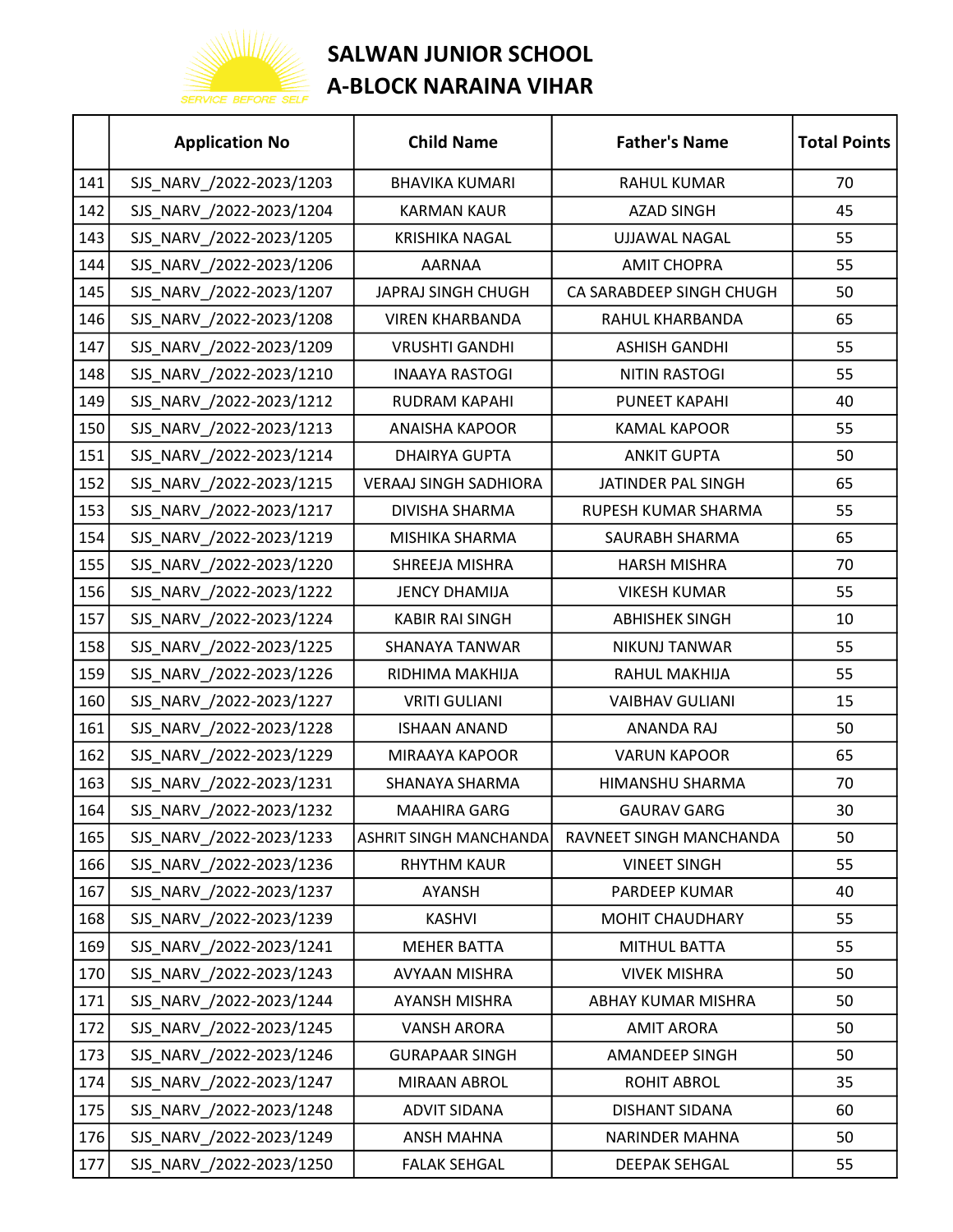# SALWAN JUNIOR SCHOOL
# A-BLOCK NARAINA VIHAR

| | Application No | Child Name | Father's Name | Total Points |
|---|---|---|---|---|
| 141 | SJS_NARV_/2022-2023/1203 | BHAVIKA KUMARI | RAHUL KUMAR | 70 |
| 142 | SJS_NARV_/2022-2023/1204 | KARMAN KAUR | AZAD SINGH | 45 |
| 143 | SJS_NARV_/2022-2023/1205 | KRISHIKA NAGAL | UJJAWAL NAGAL | 55 |
| 144 | SJS_NARV_/2022-2023/1206 | AARNAA | AMIT CHOPRA | 55 |
| 145 | SJS_NARV_/2022-2023/1207 | JAPRAJ SINGH CHUGH | CA SARABDEEP SINGH CHUGH | 50 |
| 146 | SJS_NARV_/2022-2023/1208 | VIREN KHARBANDA | RAHUL KHARBANDA | 65 |
| 147 | SJS_NARV_/2022-2023/1209 | VRUSHTI GANDHI | ASHISH GANDHI | 55 |
| 148 | SJS_NARV_/2022-2023/1210 | INAAYA RASTOGI | NITIN RASTOGI | 55 |
| 149 | SJS_NARV_/2022-2023/1212 | RUDRAM KAPAHI | PUNEET KAPAHI | 40 |
| 150 | SJS_NARV_/2022-2023/1213 | ANAISHA KAPOOR | KAMAL KAPOOR | 55 |
| 151 | SJS_NARV_/2022-2023/1214 | DHAIRYA GUPTA | ANKIT GUPTA | 50 |
| 152 | SJS_NARV_/2022-2023/1215 | VERAAJ SINGH SADHIORA | JATINDER PAL SINGH | 65 |
| 153 | SJS_NARV_/2022-2023/1217 | DIVISHA SHARMA | RUPESH KUMAR SHARMA | 55 |
| 154 | SJS_NARV_/2022-2023/1219 | MISHIKA SHARMA | SAURABH SHARMA | 65 |
| 155 | SJS_NARV_/2022-2023/1220 | SHREEJA MISHRA | HARSH MISHRA | 70 |
| 156 | SJS_NARV_/2022-2023/1222 | JENCY DHAMIJA | VIKESH KUMAR | 55 |
| 157 | SJS_NARV_/2022-2023/1224 | KABIR RAI SINGH | ABHISHEK SINGH | 10 |
| 158 | SJS_NARV_/2022-2023/1225 | SHANAYA TANWAR | NIKUNJ TANWAR | 55 |
| 159 | SJS_NARV_/2022-2023/1226 | RIDHIMA MAKHIJA | RAHUL MAKHIJA | 55 |
| 160 | SJS_NARV_/2022-2023/1227 | VRITI GULIANI | VAIBHAV GULIANI | 15 |
| 161 | SJS_NARV_/2022-2023/1228 | ISHAAN ANAND | ANANDA RAJ | 50 |
| 162 | SJS_NARV_/2022-2023/1229 | MIRAAYA KAPOOR | VARUN KAPOOR | 65 |
| 163 | SJS_NARV_/2022-2023/1231 | SHANAYA SHARMA | HIMANSHU SHARMA | 70 |
| 164 | SJS_NARV_/2022-2023/1232 | MAAHIRA GARG | GAURAV GARG | 30 |
| 165 | SJS_NARV_/2022-2023/1233 | ASHRIT SINGH MANCHANDA | RAVNEET SINGH MANCHANDA | 50 |
| 166 | SJS_NARV_/2022-2023/1236 | RHYTHM KAUR | VINEET SINGH | 55 |
| 167 | SJS_NARV_/2022-2023/1237 | AYANSH | PARDEEP KUMAR | 40 |
| 168 | SJS_NARV_/2022-2023/1239 | KASHVI | MOHIT CHAUDHARY | 55 |
| 169 | SJS_NARV_/2022-2023/1241 | MEHER BATTA | MITHUL BATTA | 55 |
| 170 | SJS_NARV_/2022-2023/1243 | AVYAAN MISHRA | VIVEK MISHRA | 50 |
| 171 | SJS_NARV_/2022-2023/1244 | AYANSH MISHRA | ABHAY KUMAR MISHRA | 50 |
| 172 | SJS_NARV_/2022-2023/1245 | VANSH ARORA | AMIT ARORA | 50 |
| 173 | SJS_NARV_/2022-2023/1246 | GURAPAAR SINGH | AMANDEEP SINGH | 50 |
| 174 | SJS_NARV_/2022-2023/1247 | MIRAAN ABROL | ROHIT ABROL | 35 |
| 175 | SJS_NARV_/2022-2023/1248 | ADVIT SIDANA | DISHANT SIDANA | 60 |
| 176 | SJS_NARV_/2022-2023/1249 | ANSH MAHNA | NARINDER MAHNA | 50 |
| 177 | SJS_NARV_/2022-2023/1250 | FALAK SEHGAL | DEEPAK SEHGAL | 55 |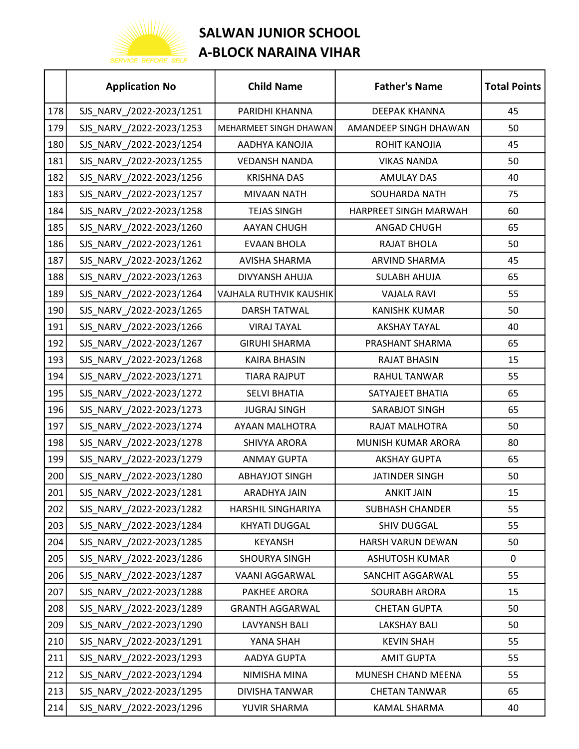# SALWAN JUNIOR SCHOOL
# A-BLOCK NARAINA VIHAR

| | Application No | Child Name | Father's Name | Total Points |
|---|---|---|---|---|
| 178 | SJS_NARV_/2022-2023/1251 | PARIDHI KHANNA | DEEPAK KHANNA | 45 |
| 179 | SJS_NARV_/2022-2023/1253 | MEHARMEET SINGH DHAWAN | AMANDEEP SINGH DHAWAN | 50 |
| 180 | SJS_NARV_/2022-2023/1254 | AADHYA KANOJIA | ROHIT KANOJIA | 45 |
| 181 | SJS_NARV_/2022-2023/1255 | VEDANSH NANDA | VIKAS NANDA | 50 |
| 182 | SJS_NARV_/2022-2023/1256 | KRISHNA DAS | AMULAY DAS | 40 |
| 183 | SJS_NARV_/2022-2023/1257 | MIVAAN NATH | SOUHARDA NATH | 75 |
| 184 | SJS_NARV_/2022-2023/1258 | TEJAS SINGH | HARPREET SINGH MARWAH | 60 |
| 185 | SJS_NARV_/2022-2023/1260 | AAYAN CHUGH | ANGAD CHUGH | 65 |
| 186 | SJS_NARV_/2022-2023/1261 | EVAAN BHOLA | RAJAT BHOLA | 50 |
| 187 | SJS_NARV_/2022-2023/1262 | AVISHA SHARMA | ARVIND SHARMA | 45 |
| 188 | SJS_NARV_/2022-2023/1263 | DIVYANSH AHUJA | SULABH AHUJA | 65 |
| 189 | SJS_NARV_/2022-2023/1264 | VAJHALA RUTHVIK KAUSHIK | VAJALA RAVI | 55 |
| 190 | SJS_NARV_/2022-2023/1265 | DARSH TATWAL | KANISHK KUMAR | 50 |
| 191 | SJS_NARV_/2022-2023/1266 | VIRAJ TAYAL | AKSHAY TAYAL | 40 |
| 192 | SJS_NARV_/2022-2023/1267 | GIRUHI SHARMA | PRASHANT SHARMA | 65 |
| 193 | SJS_NARV_/2022-2023/1268 | KAIRA BHASIN | RAJAT BHASIN | 15 |
| 194 | SJS_NARV_/2022-2023/1271 | TIARA RAJPUT | RAHUL TANWAR | 55 |
| 195 | SJS_NARV_/2022-2023/1272 | SELVI BHATIA | SATYAJEET BHATIA | 65 |
| 196 | SJS_NARV_/2022-2023/1273 | JUGRAJ SINGH | SARABJOT SINGH | 65 |
| 197 | SJS_NARV_/2022-2023/1274 | AYAAN MALHOTRA | RAJAT MALHOTRA | 50 |
| 198 | SJS_NARV_/2022-2023/1278 | SHIVYA ARORA | MUNISH KUMAR ARORA | 80 |
| 199 | SJS_NARV_/2022-2023/1279 | ANMAY GUPTA | AKSHAY GUPTA | 65 |
| 200 | SJS_NARV_/2022-2023/1280 | ABHAYJOT SINGH | JATINDER SINGH | 50 |
| 201 | SJS_NARV_/2022-2023/1281 | ARADHYA JAIN | ANKIT JAIN | 15 |
| 202 | SJS_NARV_/2022-2023/1282 | HARSHIL SINGHARIYA | SUBHASH CHANDER | 55 |
| 203 | SJS_NARV_/2022-2023/1284 | KHYATI DUGGAL | SHIV DUGGAL | 55 |
| 204 | SJS_NARV_/2022-2023/1285 | KEYANSH | HARSH VARUN DEWAN | 50 |
| 205 | SJS_NARV_/2022-2023/1286 | SHOURYA SINGH | ASHUTOSH KUMAR | 0 |
| 206 | SJS_NARV_/2022-2023/1287 | VAANI AGGARWAL | SANCHIT AGGARWAL | 55 |
| 207 | SJS_NARV_/2022-2023/1288 | PAKHEE ARORA | SOURABH ARORA | 15 |
| 208 | SJS_NARV_/2022-2023/1289 | GRANTH AGGARWAL | CHETAN GUPTA | 50 |
| 209 | SJS_NARV_/2022-2023/1290 | LAVYANSH BALI | LAKSHAY BALI | 50 |
| 210 | SJS_NARV_/2022-2023/1291 | YANA SHAH | KEVIN SHAH | 55 |
| 211 | SJS_NARV_/2022-2023/1293 | AADYA GUPTA | AMIT GUPTA | 55 |
| 212 | SJS_NARV_/2022-2023/1294 | NIMISHA MINA | MUNESH CHAND MEENA | 55 |
| 213 | SJS_NARV_/2022-2023/1295 | DIVISHA TANWAR | CHETAN TANWAR | 65 |
| 214 | SJS_NARV_/2022-2023/1296 | YUVIR SHARMA | KAMAL SHARMA | 40 |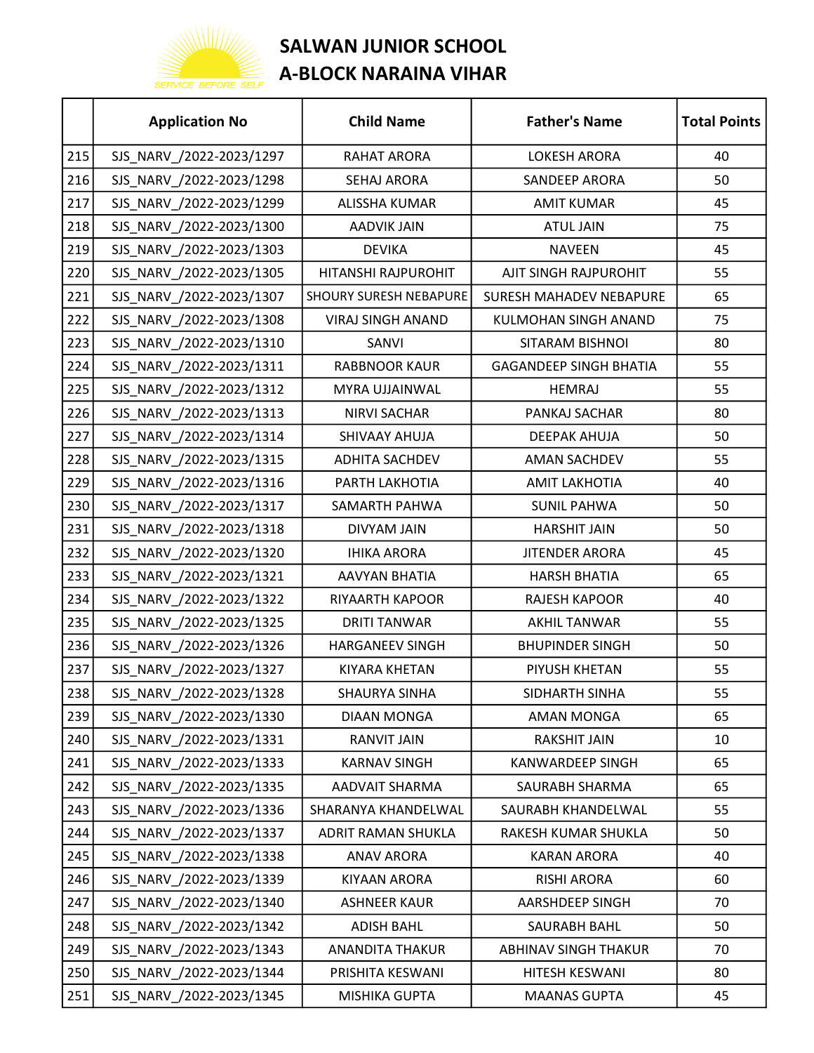# SALWAN JUNIOR SCHOOL
## A-BLOCK NARAINA VIHAR

| | Application No | Child Name | Father's Name | Total Points |
|---|---|---|---|---|
| 215 | SJS_NARV_/2022-2023/1297 | RAHAT ARORA | LOKESH ARORA | 40 |
| 216 | SJS_NARV_/2022-2023/1298 | SEHAJ ARORA | SANDEEP ARORA | 50 |
| 217 | SJS_NARV_/2022-2023/1299 | ALISSHA KUMAR | AMIT KUMAR | 45 |
| 218 | SJS_NARV_/2022-2023/1300 | AADVIK JAIN | ATUL JAIN | 75 |
| 219 | SJS_NARV_/2022-2023/1303 | DEVIKA | NAVEEN | 45 |
| 220 | SJS_NARV_/2022-2023/1305 | HITANSHI RAJPUROHIT | AJIT SINGH RAJPUROHIT | 55 |
| 221 | SJS_NARV_/2022-2023/1307 | SHOURY SURESH NEBAPURE | SURESH MAHADEV NEBAPURE | 65 |
| 222 | SJS_NARV_/2022-2023/1308 | VIRAJ SINGH ANAND | KULMOHAN SINGH ANAND | 75 |
| 223 | SJS_NARV_/2022-2023/1310 | SANVI | SITARAM BISHNOI | 80 |
| 224 | SJS_NARV_/2022-2023/1311 | RABBNOOR KAUR | GAGANDEEP SINGH BHATIA | 55 |
| 225 | SJS_NARV_/2022-2023/1312 | MYRA UJJAINWAL | HEMRAJ | 55 |
| 226 | SJS_NARV_/2022-2023/1313 | NIRVI SACHAR | PANKAJ SACHAR | 80 |
| 227 | SJS_NARV_/2022-2023/1314 | SHIVAAY AHUJA | DEEPAK AHUJA | 50 |
| 228 | SJS_NARV_/2022-2023/1315 | ADHITA SACHDEV | AMAN SACHDEV | 55 |
| 229 | SJS_NARV_/2022-2023/1316 | PARTH LAKHOTIA | AMIT LAKHOTIA | 40 |
| 230 | SJS_NARV_/2022-2023/1317 | SAMARTH PAHWA | SUNIL PAHWA | 50 |
| 231 | SJS_NARV_/2022-2023/1318 | DIVYAM JAIN | HARSHIT JAIN | 50 |
| 232 | SJS_NARV_/2022-2023/1320 | IHIKA ARORA | JITENDER ARORA | 45 |
| 233 | SJS_NARV_/2022-2023/1321 | AAVYAN BHATIA | HARSH BHATIA | 65 |
| 234 | SJS_NARV_/2022-2023/1322 | RIYAARTH KAPOOR | RAJESH KAPOOR | 40 |
| 235 | SJS_NARV_/2022-2023/1325 | DRITI TANWAR | AKHIL TANWAR | 55 |
| 236 | SJS_NARV_/2022-2023/1326 | HARGANEEV SINGH | BHUPINDER SINGH | 50 |
| 237 | SJS_NARV_/2022-2023/1327 | KIYARA KHETAN | PIYUSH KHETAN | 55 |
| 238 | SJS_NARV_/2022-2023/1328 | SHAURYA SINHA | SIDHARTH SINHA | 55 |
| 239 | SJS_NARV_/2022-2023/1330 | DIAAN MONGA | AMAN MONGA | 65 |
| 240 | SJS_NARV_/2022-2023/1331 | RANVIT JAIN | RAKSHIT JAIN | 10 |
| 241 | SJS_NARV_/2022-2023/1333 | KARNAV SINGH | KANWARDEEP SINGH | 65 |
| 242 | SJS_NARV_/2022-2023/1335 | AADVAIT SHARMA | SAURABH SHARMA | 65 |
| 243 | SJS_NARV_/2022-2023/1336 | SHARANYA KHANDELWAL | SAURABH KHANDELWAL | 55 |
| 244 | SJS_NARV_/2022-2023/1337 | ADRIT RAMAN SHUKLA | RAKESH KUMAR SHUKLA | 50 |
| 245 | SJS_NARV_/2022-2023/1338 | ANAV ARORA | KARAN ARORA | 40 |
| 246 | SJS_NARV_/2022-2023/1339 | KIYAAN ARORA | RISHI ARORA | 60 |
| 247 | SJS_NARV_/2022-2023/1340 | ASHNEER KAUR | AARSHDEEP SINGH | 70 |
| 248 | SJS_NARV_/2022-2023/1342 | ADISH BAHL | SAURABH BAHL | 50 |
| 249 | SJS_NARV_/2022-2023/1343 | ANANDITA THAKUR | ABHINAV SINGH THAKUR | 70 |
| 250 | SJS_NARV_/2022-2023/1344 | PRISHITA KESWANI | HITESH KESWANI | 80 |
| 251 | SJS_NARV_/2022-2023/1345 | MISHIKA GUPTA | MAANAS GUPTA | 45 |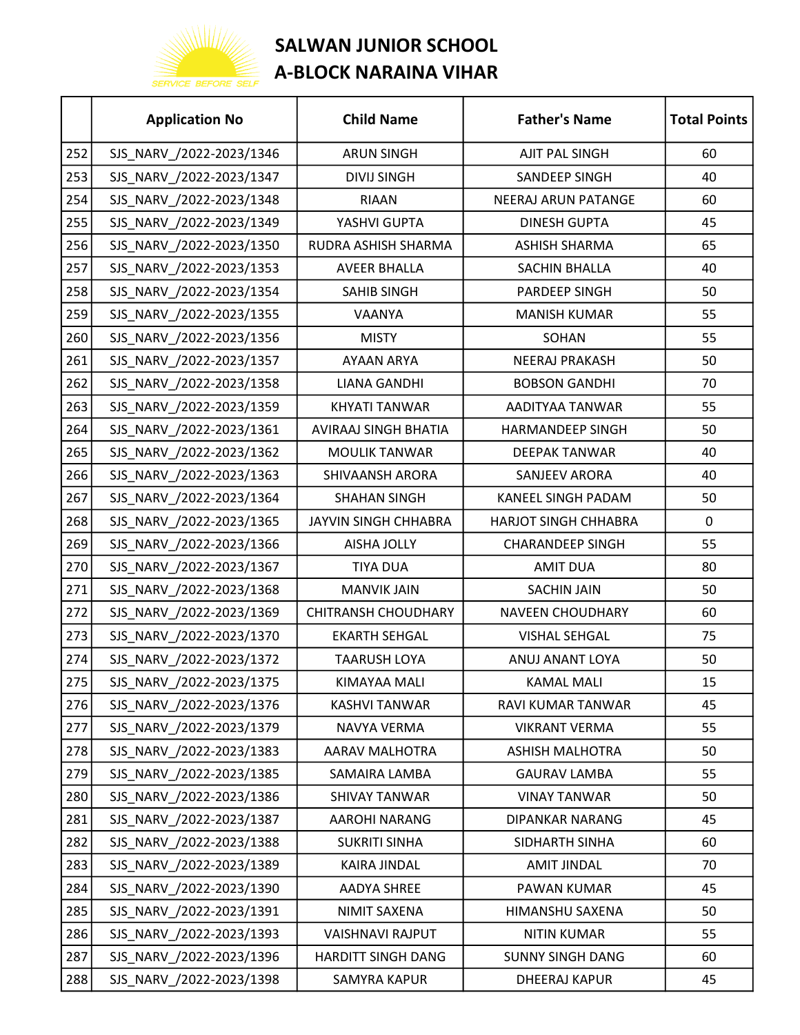# SALWAN JUNIOR SCHOOL
# A-BLOCK NARAINA VIHAR

| | Application No | Child Name | Father's Name | Total Points |
|---|---|---|---|---|
| 252 | SJS_NARV_/2022-2023/1346 | ARUN SINGH | AJIT PAL SINGH | 60 |
| 253 | SJS_NARV_/2022-2023/1347 | DIVIJ SINGH | SANDEEP SINGH | 40 |
| 254 | SJS_NARV_/2022-2023/1348 | RIAAN | NEERAJ ARUN PATANGE | 60 |
| 255 | SJS_NARV_/2022-2023/1349 | YASHVI GUPTA | DINESH GUPTA | 45 |
| 256 | SJS_NARV_/2022-2023/1350 | RUDRA ASHISH SHARMA | ASHISH SHARMA | 65 |
| 257 | SJS_NARV_/2022-2023/1353 | AVEER BHALLA | SACHIN BHALLA | 40 |
| 258 | SJS_NARV_/2022-2023/1354 | SAHIB SINGH | PARDEEP SINGH | 50 |
| 259 | SJS_NARV_/2022-2023/1355 | VAANYA | MANISH KUMAR | 55 |
| 260 | SJS_NARV_/2022-2023/1356 | MISTY | SOHAN | 55 |
| 261 | SJS_NARV_/2022-2023/1357 | AYAAN ARYA | NEERAJ PRAKASH | 50 |
| 262 | SJS_NARV_/2022-2023/1358 | LIANA GANDHI | BOBSON GANDHI | 70 |
| 263 | SJS_NARV_/2022-2023/1359 | KHYATI TANWAR | AADITYAA TANWAR | 55 |
| 264 | SJS_NARV_/2022-2023/1361 | AVIRAAJ SINGH BHATIA | HARMANDEEP SINGH | 50 |
| 265 | SJS_NARV_/2022-2023/1362 | MOULIK TANWAR | DEEPAK TANWAR | 40 |
| 266 | SJS_NARV_/2022-2023/1363 | SHIVAANSH ARORA | SANJEEV ARORA | 40 |
| 267 | SJS_NARV_/2022-2023/1364 | SHAHAN SINGH | KANEEL SINGH PADAM | 50 |
| 268 | SJS_NARV_/2022-2023/1365 | JAYVIN SINGH CHHABRA | HARJOT SINGH CHHABRA | 0 |
| 269 | SJS_NARV_/2022-2023/1366 | AISHA JOLLY | CHARANDEEP SINGH | 55 |
| 270 | SJS_NARV_/2022-2023/1367 | TIYA DUA | AMIT DUA | 80 |
| 271 | SJS_NARV_/2022-2023/1368 | MANVIK JAIN | SACHIN JAIN | 50 |
| 272 | SJS_NARV_/2022-2023/1369 | CHITRANSH CHOUDHARY | NAVEEN CHOUDHARY | 60 |
| 273 | SJS_NARV_/2022-2023/1370 | EKARTH SEHGAL | VISHAL SEHGAL | 75 |
| 274 | SJS_NARV_/2022-2023/1372 | TAARUSH LOYA | ANUJ ANANT LOYA | 50 |
| 275 | SJS_NARV_/2022-2023/1375 | KIMAYAA MALI | KAMAL MALI | 15 |
| 276 | SJS_NARV_/2022-2023/1376 | KASHVI TANWAR | RAVI KUMAR TANWAR | 45 |
| 277 | SJS_NARV_/2022-2023/1379 | NAVYA VERMA | VIKRANT VERMA | 55 |
| 278 | SJS_NARV_/2022-2023/1383 | AARAV MALHOTRA | ASHISH MALHOTRA | 50 |
| 279 | SJS_NARV_/2022-2023/1385 | SAMAIRA LAMBA | GAURAV LAMBA | 55 |
| 280 | SJS_NARV_/2022-2023/1386 | SHIVAY TANWAR | VINAY TANWAR | 50 |
| 281 | SJS_NARV_/2022-2023/1387 | AAROHI NARANG | DIPANKAR NARANG | 45 |
| 282 | SJS_NARV_/2022-2023/1388 | SUKRITI SINHA | SIDHARTH SINHA | 60 |
| 283 | SJS_NARV_/2022-2023/1389 | KAIRA JINDAL | AMIT JINDAL | 70 |
| 284 | SJS_NARV_/2022-2023/1390 | AADYA SHREE | PAWAN KUMAR | 45 |
| 285 | SJS_NARV_/2022-2023/1391 | NIMIT SAXENA | HIMANSHU SAXENA | 50 |
| 286 | SJS_NARV_/2022-2023/1393 | VAISHNAVI RAJPUT | NITIN KUMAR | 55 |
| 287 | SJS_NARV_/2022-2023/1396 | HARDITT SINGH DANG | SUNNY SINGH DANG | 60 |
| 288 | SJS_NARV_/2022-2023/1398 | SAMYRA KAPUR | DHEERAJ KAPUR | 45 |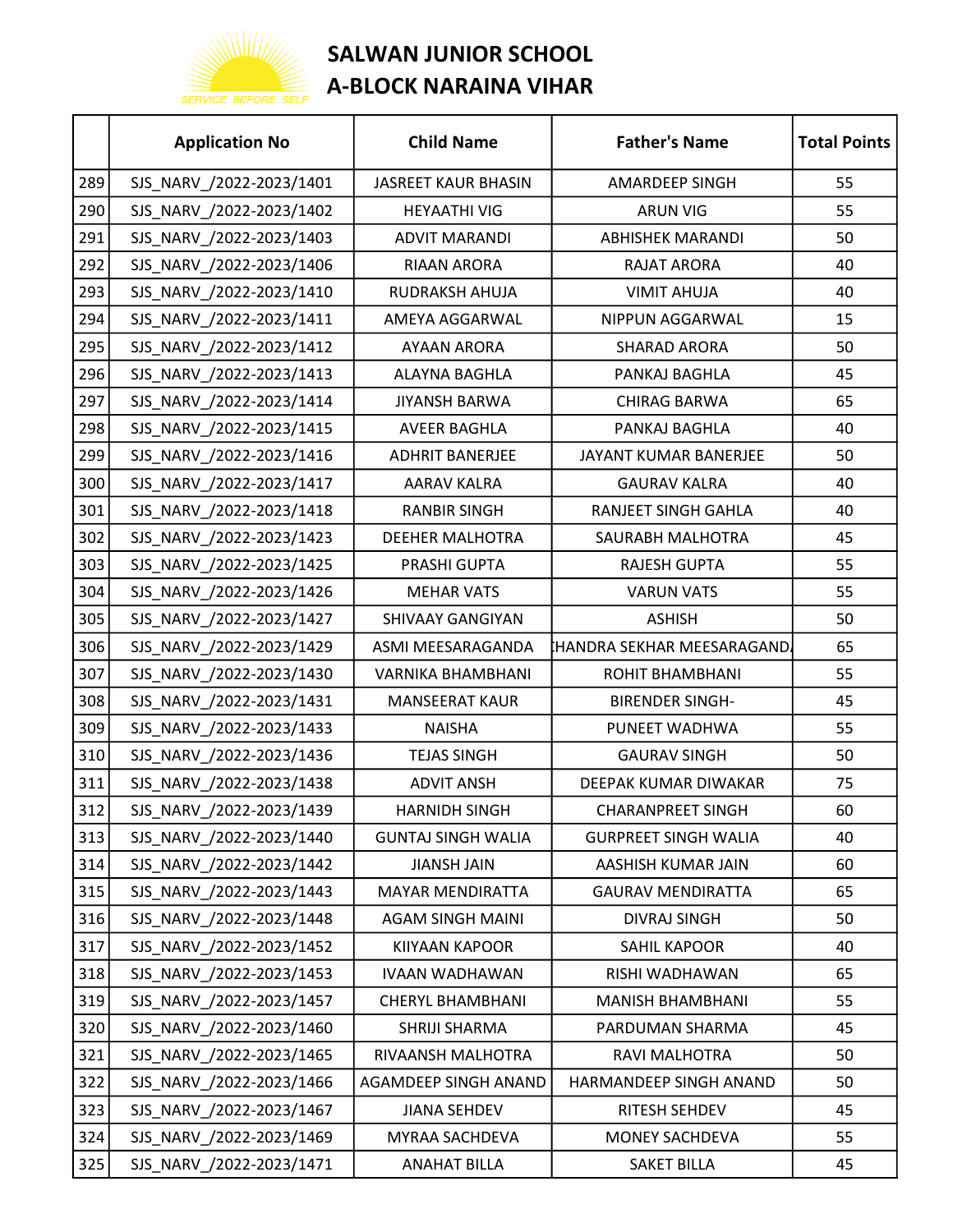# SALWAN JUNIOR SCHOOL
# A-BLOCK NARAINA VIHAR

| | Application No | Child Name | Father's Name | Total Points |
|---|---|---|---|---|
| 289 | SJS_NARV_/2022-2023/1401 | JASREET KAUR BHASIN | AMARDEEP SINGH | 55 |
| 290 | SJS_NARV_/2022-2023/1402 | HEYAATHI VIG | ARUN VIG | 55 |
| 291 | SJS_NARV_/2022-2023/1403 | ADVIT MARANDI | ABHISHEK MARANDI | 50 |
| 292 | SJS_NARV_/2022-2023/1406 | RIAAN ARORA | RAJAT ARORA | 40 |
| 293 | SJS_NARV_/2022-2023/1410 | RUDRAKSH AHUJA | VIMIT AHUJA | 40 |
| 294 | SJS_NARV_/2022-2023/1411 | AMEYA AGGARWAL | NIPPUN AGGARWAL | 15 |
| 295 | SJS_NARV_/2022-2023/1412 | AYAAN ARORA | SHARAD ARORA | 50 |
| 296 | SJS_NARV_/2022-2023/1413 | ALAYNA BAGHLA | PANKAJ BAGHLA | 45 |
| 297 | SJS_NARV_/2022-2023/1414 | JIYANSH BARWA | CHIRAG BARWA | 65 |
| 298 | SJS_NARV_/2022-2023/1415 | AVEER BAGHLA | PANKAJ BAGHLA | 40 |
| 299 | SJS_NARV_/2022-2023/1416 | ADHRIT BANERJEE | JAYANT KUMAR BANERJEE | 50 |
| 300 | SJS_NARV_/2022-2023/1417 | AARAV KALRA | GAURAV KALRA | 40 |
| 301 | SJS_NARV_/2022-2023/1418 | RANBIR SINGH | RANJEET SINGH GAHLA | 40 |
| 302 | SJS_NARV_/2022-2023/1423 | DEEHER MALHOTRA | SAURABH MALHOTRA | 45 |
| 303 | SJS_NARV_/2022-2023/1425 | PRASHI GUPTA | RAJESH GUPTA | 55 |
| 304 | SJS_NARV_/2022-2023/1426 | MEHAR VATS | VARUN VATS | 55 |
| 305 | SJS_NARV_/2022-2023/1427 | SHIVAAY GANGIYAN | ASHISH | 50 |
| 306 | SJS_NARV_/2022-2023/1429 | ASMI MEESARAGANDA | HANDRA SEKHAR MEESARAGAND | 65 |
| 307 | SJS_NARV_/2022-2023/1430 | VARNIKA BHAMBHANI | ROHIT BHAMBHANI | 55 |
| 308 | SJS_NARV_/2022-2023/1431 | MANSEERAT KAUR | BIRENDER SINGH- | 45 |
| 309 | SJS_NARV_/2022-2023/1433 | NAISHA | PUNEET WADHWA | 55 |
| 310 | SJS_NARV_/2022-2023/1436 | TEJAS SINGH | GAURAV SINGH | 50 |
| 311 | SJS_NARV_/2022-2023/1438 | ADVIT ANSH | DEEPAK KUMAR DIWAKAR | 75 |
| 312 | SJS_NARV_/2022-2023/1439 | HARNIDH SINGH | CHARANPREET SINGH | 60 |
| 313 | SJS_NARV_/2022-2023/1440 | GUNTAJ SINGH WALIA | GURPREET SINGH WALIA | 40 |
| 314 | SJS_NARV_/2022-2023/1442 | JIANSH JAIN | AASHISH KUMAR JAIN | 60 |
| 315 | SJS_NARV_/2022-2023/1443 | MAYAR MENDIRATTA | GAURAV MENDIRATTA | 65 |
| 316 | SJS_NARV_/2022-2023/1448 | AGAM SINGH MAINI | DIVRAJ SINGH | 50 |
| 317 | SJS_NARV_/2022-2023/1452 | KIIYAAN KAPOOR | SAHIL KAPOOR | 40 |
| 318 | SJS_NARV_/2022-2023/1453 | IVAAN WADHAWAN | RISHI WADHAWAN | 65 |
| 319 | SJS_NARV_/2022-2023/1457 | CHERYL BHAMBHANI | MANISH BHAMBHANI | 55 |
| 320 | SJS_NARV_/2022-2023/1460 | SHRIJI SHARMA | PARDUMAN SHARMA | 45 |
| 321 | SJS_NARV_/2022-2023/1465 | RIVAANSH MALHOTRA | RAVI MALHOTRA | 50 |
| 322 | SJS_NARV_/2022-2023/1466 | AGAMDEEP SINGH ANAND | HARMANDEEP SINGH ANAND | 50 |
| 323 | SJS_NARV_/2022-2023/1467 | JIANA SEHDEV | RITESH SEHDEV | 45 |
| 324 | SJS_NARV_/2022-2023/1469 | MYRAA SACHDEVA | MONEY SACHDEVA | 55 |
| 325 | SJS_NARV_/2022-2023/1471 | ANAHAT BILLA | SAKET BILLA | 45 |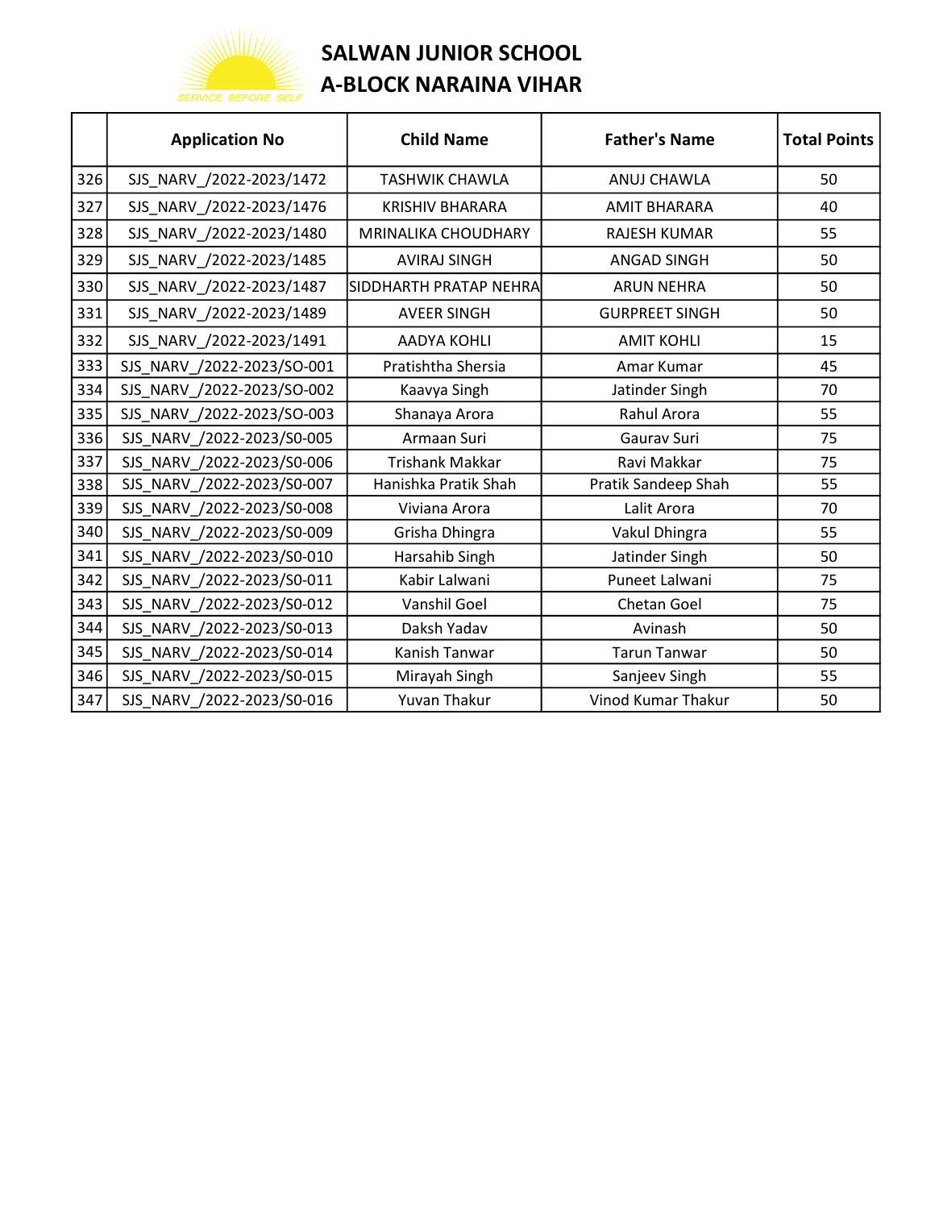# SALWAN JUNIOR SCHOOL
## A-BLOCK NARAINA VIHAR

| | Application No | Child Name | Father's Name | Total Points |
|---|---|---|---|---|
| 326 | SJS_NARV_/2022-2023/1472 | TASHWIK CHAWLA | ANUJ CHAWLA | 50 |
| 327 | SJS_NARV_/2022-2023/1476 | KRISHIV BHARARA | AMIT BHARARA | 40 |
| 328 | SJS_NARV_/2022-2023/1480 | MRINALIKA CHOUDHARY | RAJESH KUMAR | 55 |
| 329 | SJS_NARV_/2022-2023/1485 | AVIRAJ SINGH | ANGAD SINGH | 50 |
| 330 | SJS_NARV_/2022-2023/1487 | SIDDHARTH PRATAP NEHRA | ARUN NEHRA | 50 |
| 331 | SJS_NARV_/2022-2023/1489 | AVEER SINGH | GURPREET SINGH | 50 |
| 332 | SJS_NARV_/2022-2023/1491 | AADYA KOHLI | AMIT KOHLI | 15 |
| 333 | SJS_NARV_/2022-2023/SO-001 | Pratishtha Shersia | Amar Kumar | 45 |
| 334 | SJS_NARV_/2022-2023/SO-002 | Kaavya Singh | Jatinder Singh | 70 |
| 335 | SJS_NARV_/2022-2023/SO-003 | Shanaya Arora | Rahul Arora | 55 |
| 336 | SJS_NARV_/2022-2023/S0-005 | Armaan Suri | Gaurav Suri | 75 |
| 337 | SJS_NARV_/2022-2023/S0-006 | Trishank Makkar | Ravi Makkar | 75 |
| 338 | SJS_NARV_/2022-2023/S0-007 | Hanishka Pratik Shah | Pratik Sandeep Shah | 55 |
| 339 | SJS_NARV_/2022-2023/S0-008 | Viviana Arora | Lalit Arora | 70 |
| 340 | SJS_NARV_/2022-2023/S0-009 | Grisha Dhingra | Vakul Dhingra | 55 |
| 341 | SJS_NARV_/2022-2023/S0-010 | Harsahib Singh | Jatinder Singh | 50 |
| 342 | SJS_NARV_/2022-2023/S0-011 | Kabir Lalwani | Puneet Lalwani | 75 |
| 343 | SJS_NARV_/2022-2023/S0-012 | Vanshil Goel | Chetan Goel | 75 |
| 344 | SJS_NARV_/2022-2023/S0-013 | Daksh Yadav | Avinash | 50 |
| 345 | SJS_NARV_/2022-2023/S0-014 | Kanish Tanwar | Tarun Tanwar | 50 |
| 346 | SJS_NARV_/2022-2023/S0-015 | Mirayah Singh | Sanjeev Singh | 55 |
| 347 | SJS_NARV_/2022-2023/S0-016 | Yuvan Thakur | Vinod Kumar Thakur | 50 |